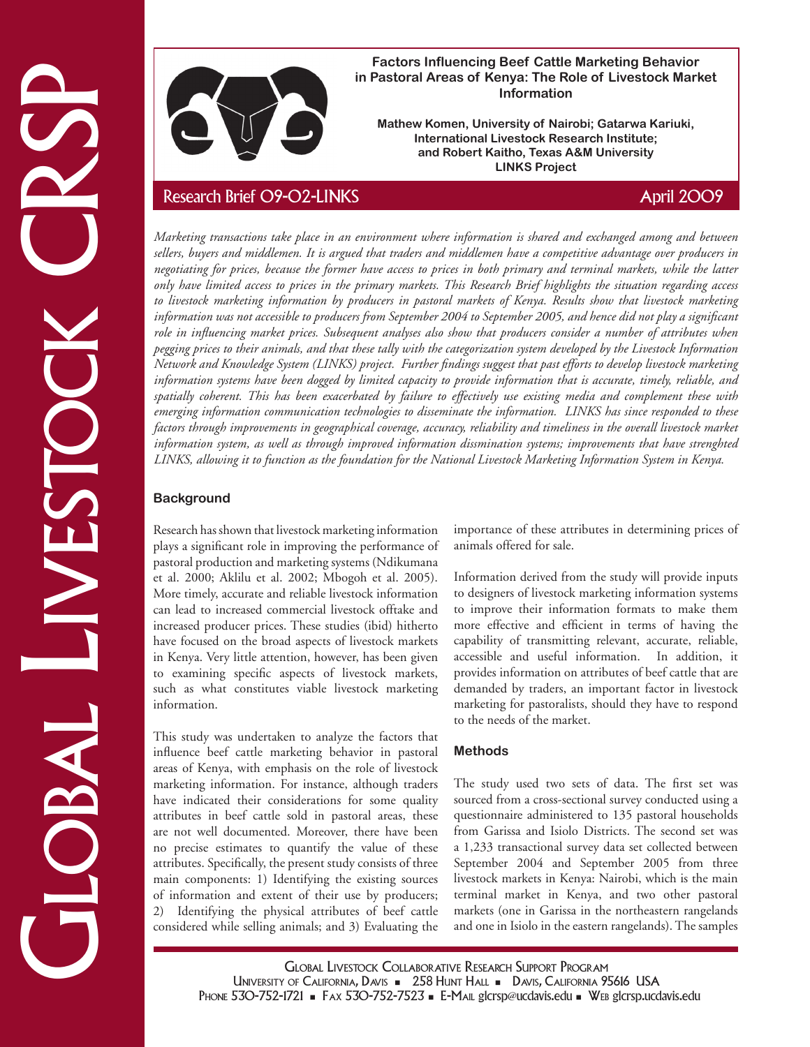# Factors Influencing Beef Cattle Marketing Behavior in Pastoral Areas of Kenya: The Role of Livestock Market Information

**Mathew Komen, University of Nairobi; Gatarwa Kariuki, International Livestock Research Institute; and Robert Kaitho, Texas A&M University**
**LINKS Project**

Research Brief 09-02-LINKS

April 2009

*Marketing transactions take place in an environment where information is shared and exchanged among and between sellers, buyers and middlemen. It is argued that traders and middlemen have a competitive advantage over producers in negotiating for prices, because the former have access to prices in both primary and terminal markets, while the latter only have limited access to prices in the primary markets. This Research Brief highlights the situation regarding access to livestock marketing information by producers in pastoral markets of Kenya. Results show that livestock marketing information was not accessible to producers from September 2004 to September 2005, and hence did not play a significant role in influencing market prices. Subsequent analyses also show that producers consider a number of attributes when pegging prices to their animals, and that these tally with the categorization system developed by the Livestock Information Network and Knowledge System (LINKS) project. Further findings suggest that past efforts to develop livestock marketing information systems have been dogged by limited capacity to provide information that is accurate, timely, reliable, and spatially coherent. This has been exacerbated by failure to effectively use existing media and complement these with emerging information communication technologies to disseminate the information. LINKS has since responded to these factors through improvements in geographical coverage, accuracy, reliability and timeliness in the overall livestock market information system, as well as through improved information dissmination systems; improvements that have strenghted LINKS, allowing it to function as the foundation for the National Livestock Marketing Information System in Kenya.*

## Background

Research has shown that livestock marketing information plays a significant role in improving the performance of pastoral production and marketing systems (Ndikumana et al. 2000; Aklilu et al. 2002; Mbogoh et al. 2005). More timely, accurate and reliable livestock information can lead to increased commercial livestock offtake and increased producer prices. These studies (ibid) hitherto have focused on the broad aspects of livestock markets in Kenya. Very little attention, however, has been given to examining specific aspects of livestock markets, such as what constitutes viable livestock marketing information.

This study was undertaken to analyze the factors that influence beef cattle marketing behavior in pastoral areas of Kenya, with emphasis on the role of livestock marketing information. For instance, although traders have indicated their considerations for some quality attributes in beef cattle sold in pastoral areas, these are not well documented. Moreover, there have been no precise estimates to quantify the value of these attributes. Specifically, the present study consists of three main components: 1) Identifying the existing sources of information and extent of their use by producers; 2) Identifying the physical attributes of beef cattle considered while selling animals; and 3) Evaluating the importance of these attributes in determining prices of animals offered for sale.

Information derived from the study will provide inputs to designers of livestock marketing information systems to improve their information formats to make them more effective and efficient in terms of having the capability of transmitting relevant, accurate, reliable, accessible and useful information. In addition, it provides information on attributes of beef cattle that are demanded by traders, an important factor in livestock marketing for pastoralists, should they have to respond to the needs of the market.

## Methods

The study used two sets of data. The first set was sourced from a cross-sectional survey conducted using a questionnaire administered to 135 pastoral households from Garissa and Isiolo Districts. The second set was a 1,233 transactional survey data set collected between September 2004 and September 2005 from three livestock markets in Kenya: Nairobi, which is the main terminal market in Kenya, and two other pastoral markets (one in Garissa in the northeastern rangelands and one in Isiolo in the eastern rangelands). The samples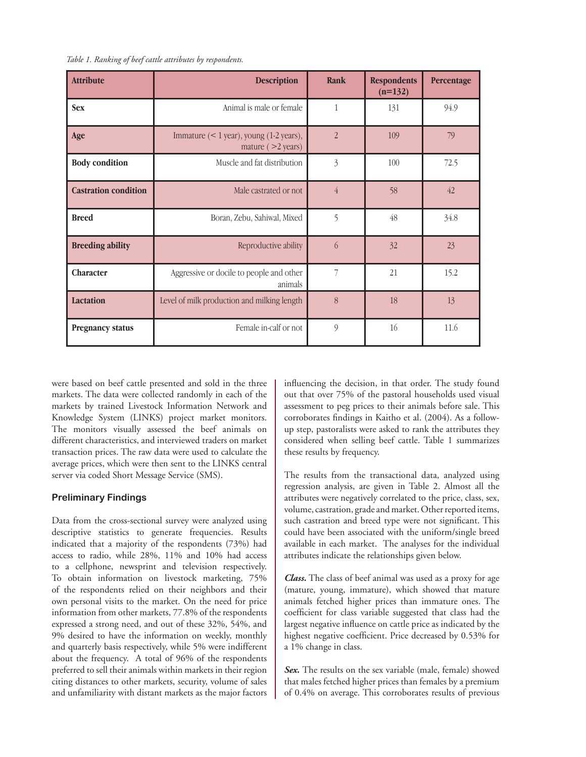*Table 1. Ranking of beef cattle attributes by respondents.*

| Attribute | Description | Rank | Respondents (n=132) | Percentage |
|---|---|---|---|---|
| **Sex** | Animal is male or female | 1 | 131 | 94.9 |
| **Age** | Immature (< 1 year), young (1-2 years), mature ( >2 years) | 2 | 109 | 79 |
| **Body condition** | Muscle and fat distribution | 3 | 100 | 72.5 |
| **Castration condition** | Male castrated or not | 4 | 58 | 42 |
| **Breed** | Boran, Zebu, Sahiwal, Mixed | 5 | 48 | 34.8 |
| **Breeding ability** | Reproductive ability | 6 | 32 | 23 |
| **Character** | Aggressive or docile to people and other animals | 7 | 21 | 15.2 |
| **Lactation** | Level of milk production and milking length | 8 | 18 | 13 |
| **Pregnancy status** | Female in-calf or not | 9 | 16 | 11.6 |

were based on beef cattle presented and sold in the three markets. The data were collected randomly in each of the markets by trained Livestock Information Network and Knowledge System (LINKS) project market monitors. The monitors visually assessed the beef animals on different characteristics, and interviewed traders on market transaction prices. The raw data were used to calculate the average prices, which were then sent to the LINKS central server via coded Short Message Service (SMS).

### Preliminary Findings

Data from the cross-sectional survey were analyzed using descriptive statistics to generate frequencies. Results indicated that a majority of the respondents (73%) had access to radio, while 28%, 11% and 10% had access to a cellphone, newsprint and television respectively. To obtain information on livestock marketing, 75% of the respondents relied on their neighbors and their own personal visits to the market. On the need for price information from other markets, 77.8% of the respondents expressed a strong need, and out of these 32%, 54%, and 9% desired to have the information on weekly, monthly and quarterly basis respectively, while 5% were indifferent about the frequency. A total of 96% of the respondents preferred to sell their animals within markets in their region citing distances to other markets, security, volume of sales and unfamiliarity with distant markets as the major factors influencing the decision, in that order. The study found out that over 75% of the pastoral households used visual assessment to peg prices to their animals before sale. This corroborates findings in Kaitho et al. (2004). As a follow-up step, pastoralists were asked to rank the attributes they considered when selling beef cattle. Table 1 summarizes these results by frequency.

The results from the transactional data, analyzed using regression analysis, are given in Table 2. Almost all the attributes were negatively correlated to the price, class, sex, volume, castration, grade and market. Other reported items, such castration and breed type were not significant. This could have been associated with the uniform/single breed available in each market. The analyses for the individual attributes indicate the relationships given below.

***Class.*** The class of beef animal was used as a proxy for age (mature, young, immature), which showed that mature animals fetched higher prices than immature ones. The coefficient for class variable suggested that class had the largest negative influence on cattle price as indicated by the highest negative coefficient. Price decreased by 0.53% for a 1% change in class.

***Sex.*** The results on the sex variable (male, female) showed that males fetched higher prices than females by a premium of 0.4% on average. This corroborates results of previous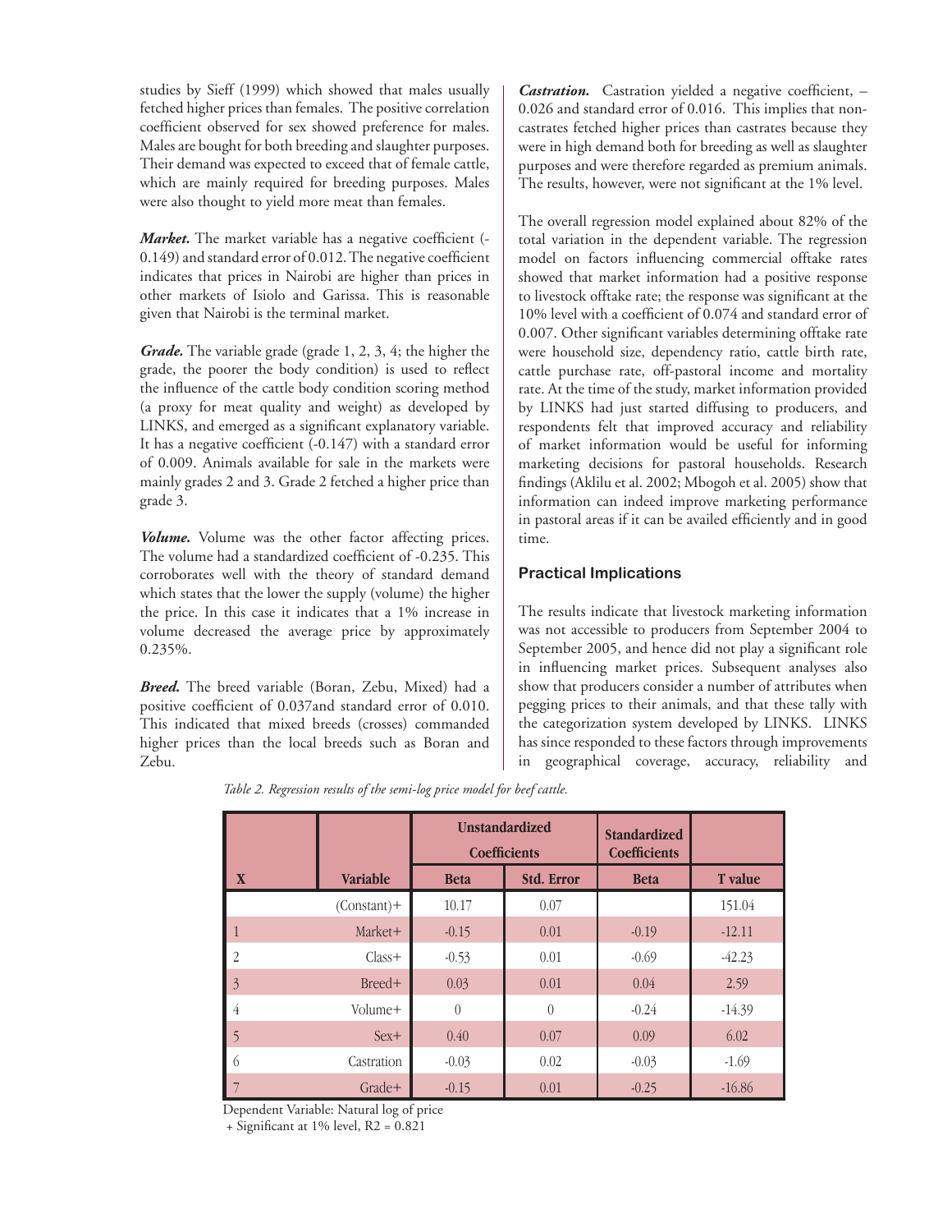studies by Sieff (1999) which showed that males usually fetched higher prices than females. The positive correlation coefficient observed for sex showed preference for males. Males are bought for both breeding and slaughter purposes. Their demand was expected to exceed that of female cattle, which are mainly required for breeding purposes. Males were also thought to yield more meat than females.

***Market.*** The market variable has a negative coefficient (-0.149) and standard error of 0.012. The negative coefficient indicates that prices in Nairobi are higher than prices in other markets of Isiolo and Garissa. This is reasonable given that Nairobi is the terminal market.

***Grade.*** The variable grade (grade 1, 2, 3, 4; the higher the grade, the poorer the body condition) is used to reflect the influence of the cattle body condition scoring method (a proxy for meat quality and weight) as developed by LINKS, and emerged as a significant explanatory variable. It has a negative coefficient (-0.147) with a standard error of 0.009. Animals available for sale in the markets were mainly grades 2 and 3. Grade 2 fetched a higher price than grade 3.

***Volume.*** Volume was the other factor affecting prices. The volume had a standardized coefficient of -0.235. This corroborates well with the theory of standard demand which states that the lower the supply (volume) the higher the price. In this case it indicates that a 1% increase in volume decreased the average price by approximately 0.235%.

***Breed.*** The breed variable (Boran, Zebu, Mixed) had a positive coefficient of 0.037and standard error of 0.010. This indicated that mixed breeds (crosses) commanded higher prices than the local breeds such as Boran and Zebu.

***Castration.*** Castration yielded a negative coefficient, – 0.026 and standard error of 0.016. This implies that non-castrates fetched higher prices than castrates because they were in high demand both for breeding as well as slaughter purposes and were therefore regarded as premium animals. The results, however, were not significant at the 1% level.

The overall regression model explained about 82% of the total variation in the dependent variable. The regression model on factors influencing commercial offtake rates showed that market information had a positive response to livestock offtake rate; the response was significant at the 10% level with a coefficient of 0.074 and standard error of 0.007. Other significant variables determining offtake rate were household size, dependency ratio, cattle birth rate, cattle purchase rate, off-pastoral income and mortality rate. At the time of the study, market information provided by LINKS had just started diffusing to producers, and respondents felt that improved accuracy and reliability of market information would be useful for informing marketing decisions for pastoral households. Research findings (Aklilu et al. 2002; Mbogoh et al. 2005) show that information can indeed improve marketing performance in pastoral areas if it can be availed efficiently and in good time.

## Practical Implications

The results indicate that livestock marketing information was not accessible to producers from September 2004 to September 2005, and hence did not play a significant role in influencing market prices. Subsequent analyses also show that producers consider a number of attributes when pegging prices to their animals, and that these tally with the categorization system developed by LINKS. LINKS has since responded to these factors through improvements in geographical coverage, accuracy, reliability and

*Table 2. Regression results of the semi-log price model for beef cattle.*

| | | Unstandardized Coefficients | | Standardized Coefficients | |
|---|---|---|---|---|---|
| X | Variable | Beta | Std. Error | Beta | T value |
| | (Constant)+ | 10.17 | 0.07 | | 151.04 |
| 1 | Market+ | -0.15 | 0.01 | -0.19 | -12.11 |
| 2 | Class+ | -0.53 | 0.01 | -0.69 | -42.23 |
| 3 | Breed+ | 0.03 | 0.01 | 0.04 | 2.59 |
| 4 | Volume+ | 0 | 0 | -0.24 | -14.39 |
| 5 | Sex+ | 0.40 | 0.07 | 0.09 | 6.02 |
| 6 | Castration | -0.03 | 0.02 | -0.03 | -1.69 |
| 7 | Grade+ | -0.15 | 0.01 | -0.25 | -16.86 |

Dependent Variable: Natural log of price
\+ Significant at 1% level, $R2 = 0.821$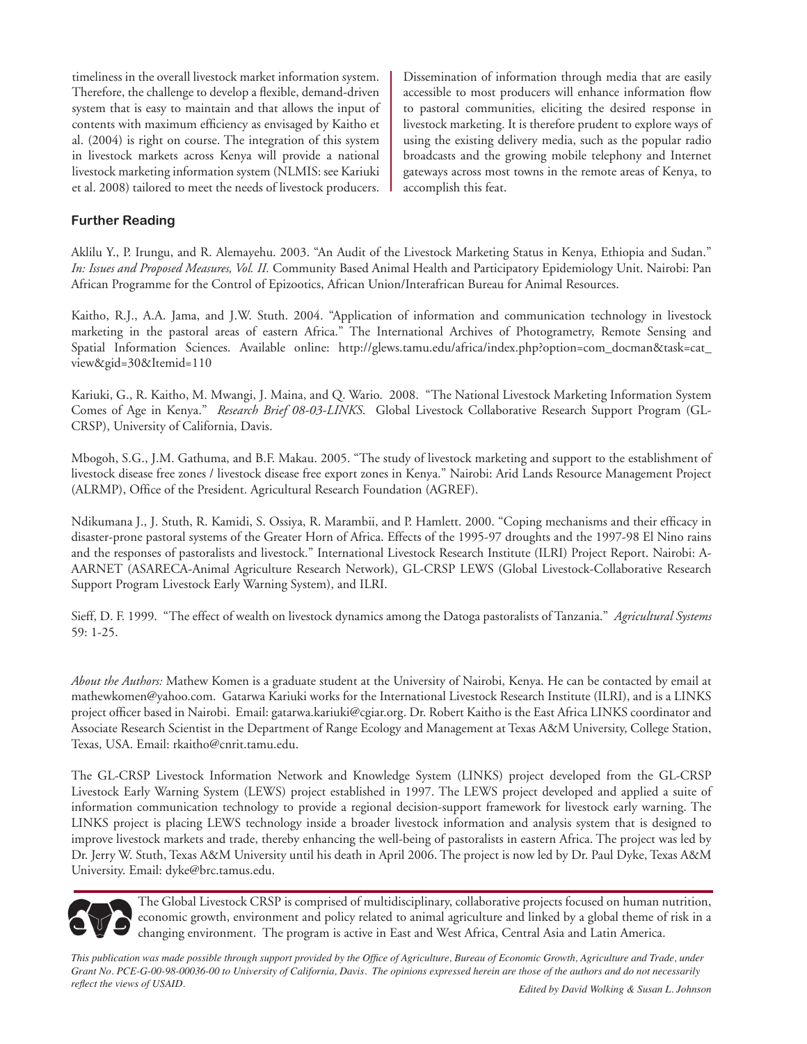timeliness in the overall livestock market information system. Therefore, the challenge to develop a flexible, demand-driven system that is easy to maintain and that allows the input of contents with maximum efficiency as envisaged by Kaitho et al. (2004) is right on course. The integration of this system in livestock markets across Kenya will provide a national livestock marketing information system (NLMIS: see Kariuki et al. 2008) tailored to meet the needs of livestock producers.

Dissemination of information through media that are easily accessible to most producers will enhance information flow to pastoral communities, eliciting the desired response in livestock marketing. It is therefore prudent to explore ways of using the existing delivery media, such as the popular radio broadcasts and the growing mobile telephony and Internet gateways across most towns in the remote areas of Kenya, to accomplish this feat.

## Further Reading

Aklilu Y., P. Irungu, and R. Alemayehu. 2003. "An Audit of the Livestock Marketing Status in Kenya, Ethiopia and Sudan." *In: Issues and Proposed Measures, Vol. II.* Community Based Animal Health and Participatory Epidemiology Unit. Nairobi: Pan African Programme for the Control of Epizootics, African Union/Interafrican Bureau for Animal Resources.

Kaitho, R.J., A.A. Jama, and J.W. Stuth. 2004. "Application of information and communication technology in livestock marketing in the pastoral areas of eastern Africa." The International Archives of Photogrametry, Remote Sensing and Spatial Information Sciences. Available online: http://glews.tamu.edu/africa/index.php?option=com_docman&task=cat_view&gid=30&Itemid=110

Kariuki, G., R. Kaitho, M. Mwangi, J. Maina, and Q. Wario. 2008. "The National Livestock Marketing Information System Comes of Age in Kenya." *Research Brief 08-03-LINKS*. Global Livestock Collaborative Research Support Program (GL-CRSP), University of California, Davis.

Mbogoh, S.G., J.M. Gathuma, and B.F. Makau. 2005. "The study of livestock marketing and support to the establishment of livestock disease free zones / livestock disease free export zones in Kenya." Nairobi: Arid Lands Resource Management Project (ALRMP), Office of the President. Agricultural Research Foundation (AGREF).

Ndikumana J., J. Stuth, R. Kamidi, S. Ossiya, R. Marambii, and P. Hamlett. 2000. "Coping mechanisms and their efficacy in disaster-prone pastoral systems of the Greater Horn of Africa. Effects of the 1995-97 droughts and the 1997-98 El Nino rains and the responses of pastoralists and livestock." International Livestock Research Institute (ILRI) Project Report. Nairobi: A-AARNET (ASARECA-Animal Agriculture Research Network), GL-CRSP LEWS (Global Livestock-Collaborative Research Support Program Livestock Early Warning System), and ILRI.

Sieff, D. F. 1999. "The effect of wealth on livestock dynamics among the Datoga pastoralists of Tanzania." *Agricultural Systems* 59: 1-25.

*About the Authors:* Mathew Komen is a graduate student at the University of Nairobi, Kenya. He can be contacted by email at mathewkomen@yahoo.com. Gatarwa Kariuki works for the International Livestock Research Institute (ILRI), and is a LINKS project officer based in Nairobi. Email: gatarwa.kariuki@cgiar.org. Dr. Robert Kaitho is the East Africa LINKS coordinator and Associate Research Scientist in the Department of Range Ecology and Management at Texas A&M University, College Station, Texas, USA. Email: rkaitho@cnrit.tamu.edu.

The GL-CRSP Livestock Information Network and Knowledge System (LINKS) project developed from the GL-CRSP Livestock Early Warning System (LEWS) project established in 1997. The LEWS project developed and applied a suite of information communication technology to provide a regional decision-support framework for livestock early warning. The LINKS project is placing LEWS technology inside a broader livestock information and analysis system that is designed to improve livestock markets and trade, thereby enhancing the well-being of pastoralists in eastern Africa. The project was led by Dr. Jerry W. Stuth, Texas A&M University until his death in April 2006. The project is now led by Dr. Paul Dyke, Texas A&M University. Email: dyke@brc.tamus.edu.

The Global Livestock CRSP is comprised of multidisciplinary, collaborative projects focused on human nutrition, economic growth, environment and policy related to animal agriculture and linked by a global theme of risk in a changing environment. The program is active in East and West Africa, Central Asia and Latin America.

*This publication was made possible through support provided by the Office of Agriculture, Bureau of Economic Growth, Agriculture and Trade, under Grant No. PCE-G-00-98-00036-00 to University of California, Davis. The opinions expressed herein are those of the authors and do not necessarily reflect the views of USAID.*

*Edited by David Wolking & Susan L. Johnson*